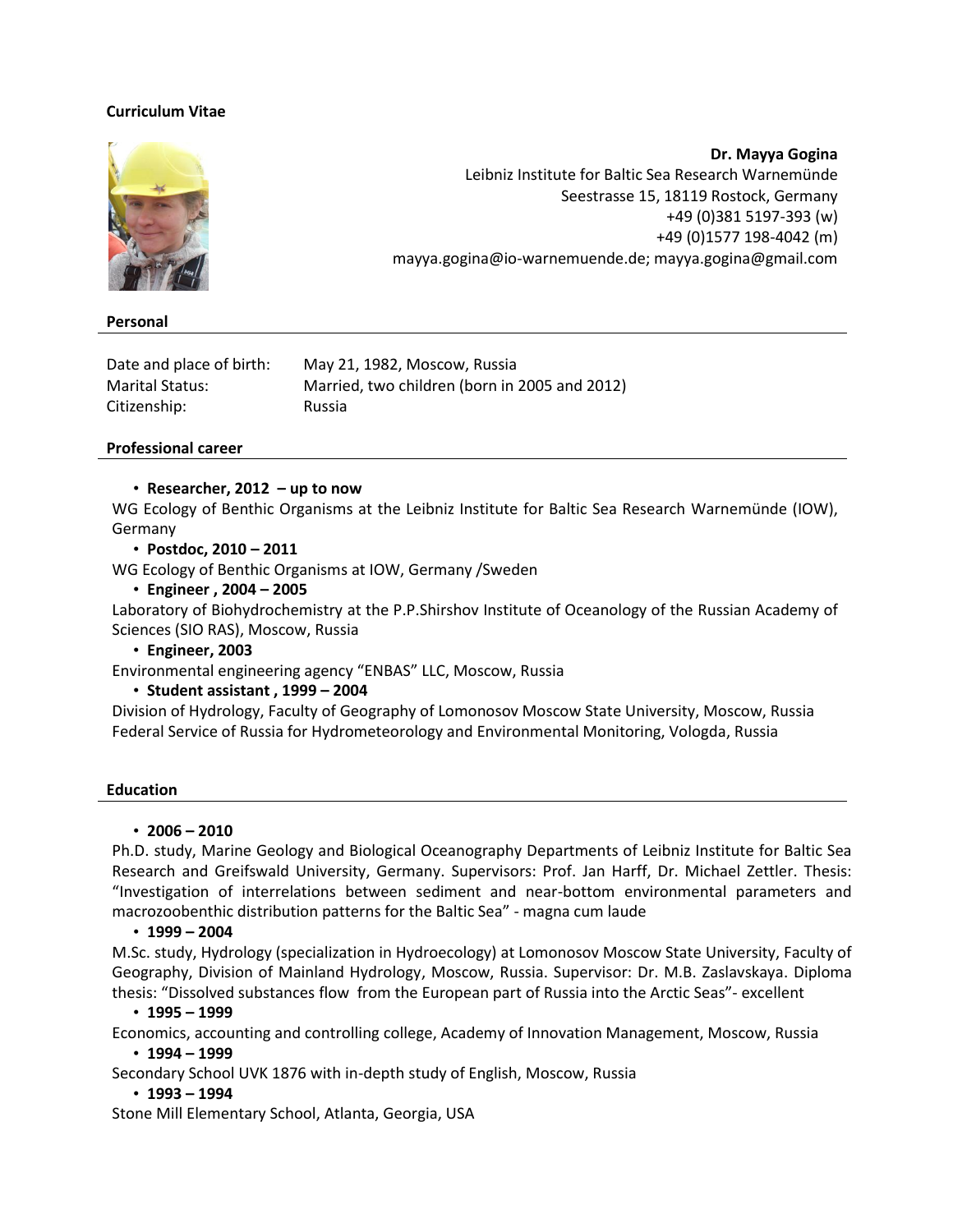# Curriculum Vitae

**Dr. Mayya Gogina**
Leibniz Institute for Baltic Sea Research Warnemünde
Seestrasse 15, 18119 Rostock, Germany
+49 (0)381 5197-393 (w)
+49 (0)1577 198-4042 (m)
mayya.gogina@io-warnemuende.de; mayya.gogina@gmail.com

## Personal

| | |
|---|---|
| Date and place of birth: | May 21, 1982, Moscow, Russia |
| Marital Status: | Married, two children (born in 2005 and 2012) |
| Citizenship: | Russia |

## Professional career

- **Researcher, 2012 – up to now**

WG Ecology of Benthic Organisms at the Leibniz Institute for Baltic Sea Research Warnemünde (IOW), Germany

- **Postdoc, 2010 – 2011**

WG Ecology of Benthic Organisms at IOW, Germany /Sweden

- **Engineer , 2004 – 2005**

Laboratory of Biohydrochemistry at the P.P.Shirshov Institute of Oceanology of the Russian Academy of Sciences (SIO RAS), Moscow, Russia

- **Engineer, 2003**

Environmental engineering agency "ENBAS" LLC, Moscow, Russia

- **Student assistant , 1999 – 2004**

Division of Hydrology, Faculty of Geography of Lomonosov Moscow State University, Moscow, Russia
Federal Service of Russia for Hydrometeorology and Environmental Monitoring, Vologda, Russia

## Education

- **2006 – 2010**

Ph.D. study, Marine Geology and Biological Oceanography Departments of Leibniz Institute for Baltic Sea Research and Greifswald University, Germany. Supervisors: Prof. Jan Harff, Dr. Michael Zettler. Thesis: "Investigation of interrelations between sediment and near-bottom environmental parameters and macrozoobenthic distribution patterns for the Baltic Sea" - magna cum laude

- **1999 – 2004**

M.Sc. study, Hydrology (specialization in Hydroecology) at Lomonosov Moscow State University, Faculty of Geography, Division of Mainland Hydrology, Moscow, Russia. Supervisor: Dr. M.B. Zaslavskaya. Diploma thesis: "Dissolved substances flow from the European part of Russia into the Arctic Seas"- excellent

- **1995 – 1999**

Economics, accounting and controlling college, Academy of Innovation Management, Moscow, Russia

- **1994 – 1999**

Secondary School UVK 1876 with in-depth study of English, Moscow, Russia

- **1993 – 1994**

Stone Mill Elementary School, Atlanta, Georgia, USA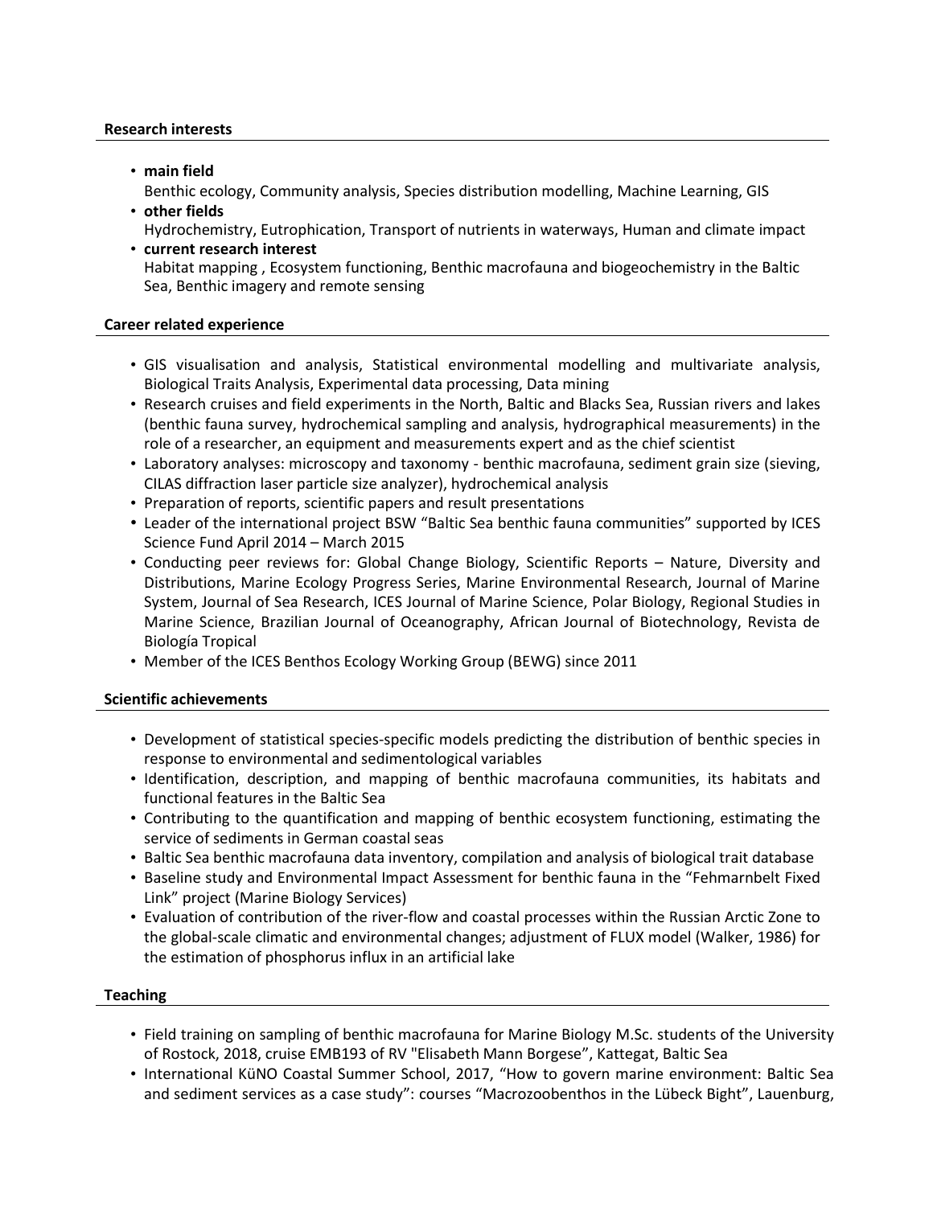**Research interests**

- **main field**
  Benthic ecology, Community analysis, Species distribution modelling, Machine Learning, GIS
- **other fields**
  Hydrochemistry, Eutrophication, Transport of nutrients in waterways, Human and climate impact
- **current research interest**
  Habitat mapping , Ecosystem functioning, Benthic macrofauna and biogeochemistry in the Baltic Sea, Benthic imagery and remote sensing

**Career related experience**

- GIS visualisation and analysis, Statistical environmental modelling and multivariate analysis, Biological Traits Analysis, Experimental data processing, Data mining
- Research cruises and field experiments in the North, Baltic and Blacks Sea, Russian rivers and lakes (benthic fauna survey, hydrochemical sampling and analysis, hydrographical measurements) in the role of a researcher, an equipment and measurements expert and as the chief scientist
- Laboratory analyses: microscopy and taxonomy - benthic macrofauna, sediment grain size (sieving, CILAS diffraction laser particle size analyzer), hydrochemical analysis
- Preparation of reports, scientific papers and result presentations
- Leader of the international project BSW “Baltic Sea benthic fauna communities” supported by ICES Science Fund April 2014 – March 2015
- Conducting peer reviews for: Global Change Biology, Scientific Reports – Nature, Diversity and Distributions, Marine Ecology Progress Series, Marine Environmental Research, Journal of Marine System, Journal of Sea Research, ICES Journal of Marine Science, Polar Biology, Regional Studies in Marine Science, Brazilian Journal of Oceanography, African Journal of Biotechnology, Revista de Biología Tropical
- Member of the ICES Benthos Ecology Working Group (BEWG) since 2011

**Scientific achievements**

- Development of statistical species-specific models predicting the distribution of benthic species in response to environmental and sedimentological variables
- Identification, description, and mapping of benthic macrofauna communities, its habitats and functional features in the Baltic Sea
- Contributing to the quantification and mapping of benthic ecosystem functioning, estimating the service of sediments in German coastal seas
- Baltic Sea benthic macrofauna data inventory, compilation and analysis of biological trait database
- Baseline study and Environmental Impact Assessment for benthic fauna in the “Fehmarnbelt Fixed Link” project (Marine Biology Services)
- Evaluation of contribution of the river-flow and coastal processes within the Russian Arctic Zone to the global-scale climatic and environmental changes; adjustment of FLUX model (Walker, 1986) for the estimation of phosphorus influx in an artificial lake

**Teaching**

- Field training on sampling of benthic macrofauna for Marine Biology M.Sc. students of the University of Rostock, 2018, cruise EMB193 of RV "Elisabeth Mann Borgese”, Kattegat, Baltic Sea
- International KüNO Coastal Summer School, 2017, “How to govern marine environment: Baltic Sea and sediment services as a case study”: courses “Macrozoobenthos in the Lübeck Bight”, Lauenburg,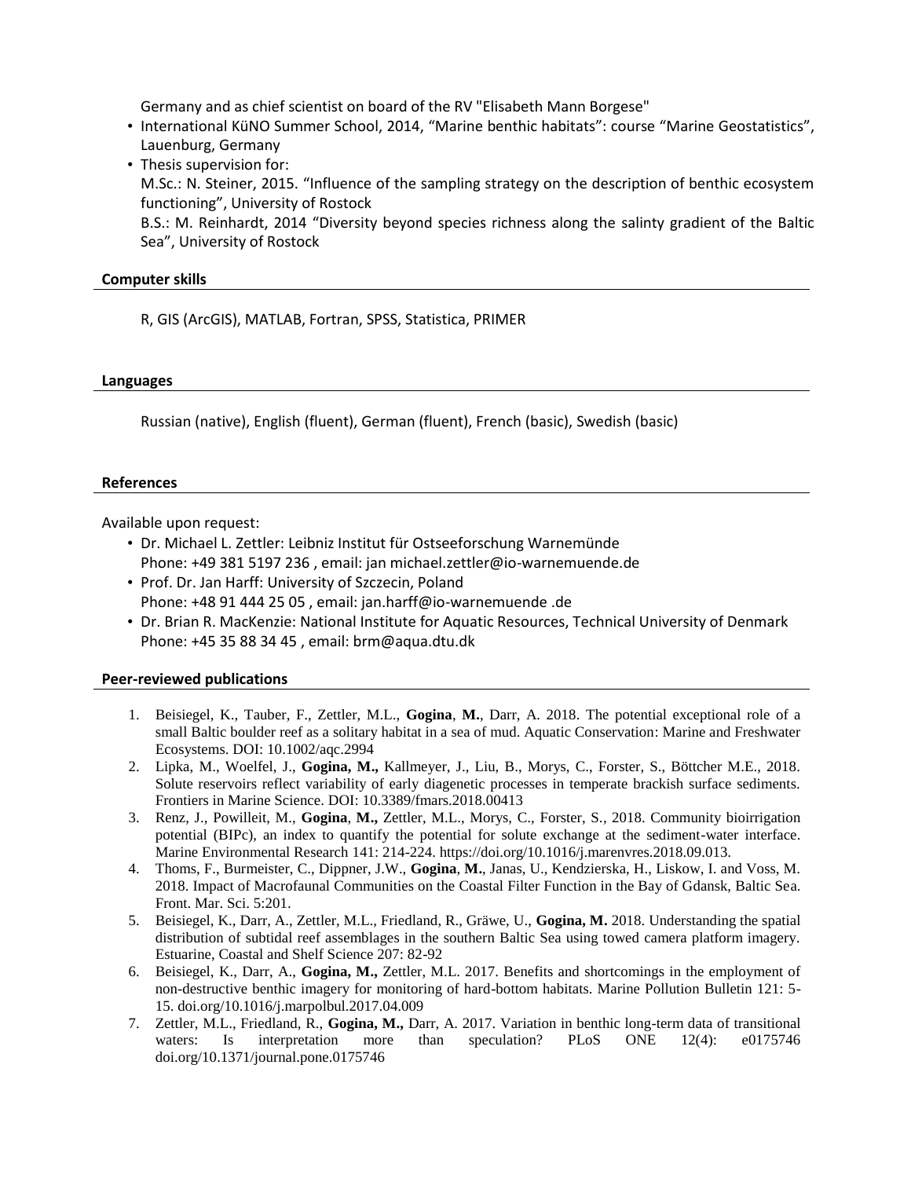Germany and as chief scientist on board of the RV "Elisabeth Mann Borgese"

- International KüNO Summer School, 2014, "Marine benthic habitats": course "Marine Geostatistics", Lauenburg, Germany
- Thesis supervision for:
  M.Sc.: N. Steiner, 2015. "Influence of the sampling strategy on the description of benthic ecosystem functioning", University of Rostock
  B.S.: M. Reinhardt, 2014 "Diversity beyond species richness along the salinty gradient of the Baltic Sea", University of Rostock

## Computer skills

R, GIS (ArcGIS), MATLAB, Fortran, SPSS, Statistica, PRIMER

## Languages

Russian (native), English (fluent), German (fluent), French (basic), Swedish (basic)

## References

Available upon request:

- Dr. Michael L. Zettler: Leibniz Institut für Ostseeforschung Warnemünde
  Phone: +49 381 5197 236 , email: jan michael.zettler@io-warnemuende.de
- Prof. Dr. Jan Harff: University of Szczecin, Poland
  Phone: +48 91 444 25 05 , email: jan.harff@io-warnemuende .de
- Dr. Brian R. MacKenzie: National Institute for Aquatic Resources, Technical University of Denmark
  Phone: +45 35 88 34 45 , email: brm@aqua.dtu.dk

## Peer-reviewed publications

1. Beisiegel, K., Tauber, F., Zettler, M.L., **Gogina**, **M.**, Darr, A. 2018. The potential exceptional role of a small Baltic boulder reef as a solitary habitat in a sea of mud. Aquatic Conservation: Marine and Freshwater Ecosystems. DOI: 10.1002/aqc.2994
2. Lipka, M., Woelfel, J., **Gogina, M.,** Kallmeyer, J., Liu, B., Morys, C., Forster, S., Böttcher M.E., 2018. Solute reservoirs reflect variability of early diagenetic processes in temperate brackish surface sediments. Frontiers in Marine Science. DOI: 10.3389/fmars.2018.00413
3. Renz, J., Powilleit, M., **Gogina**, **M.,** Zettler, M.L., Morys, C., Forster, S., 2018. Community bioirrigation potential (BIPc), an index to quantify the potential for solute exchange at the sediment-water interface. Marine Environmental Research 141: 214-224. https://doi.org/10.1016/j.marenvres.2018.09.013.
4. Thoms, F., Burmeister, C., Dippner, J.W., **Gogina**, **M.**, Janas, U., Kendzierska, H., Liskow, I. and Voss, M. 2018. Impact of Macrofaunal Communities on the Coastal Filter Function in the Bay of Gdansk, Baltic Sea. Front. Mar. Sci. 5:201.
5. Beisiegel, K., Darr, A., Zettler, M.L., Friedland, R., Gräwe, U., **Gogina, M.** 2018. Understanding the spatial distribution of subtidal reef assemblages in the southern Baltic Sea using towed camera platform imagery. Estuarine, Coastal and Shelf Science 207: 82-92
6. Beisiegel, K., Darr, A., **Gogina, M.,** Zettler, M.L. 2017. Benefits and shortcomings in the employment of non-destructive benthic imagery for monitoring of hard-bottom habitats. Marine Pollution Bulletin 121: 5-15. doi.org/10.1016/j.marpolbul.2017.04.009
7. Zettler, M.L., Friedland, R., **Gogina, M.,** Darr, A. 2017. Variation in benthic long-term data of transitional waters: Is interpretation more than speculation? PLoS ONE 12(4): e0175746 doi.org/10.1371/journal.pone.0175746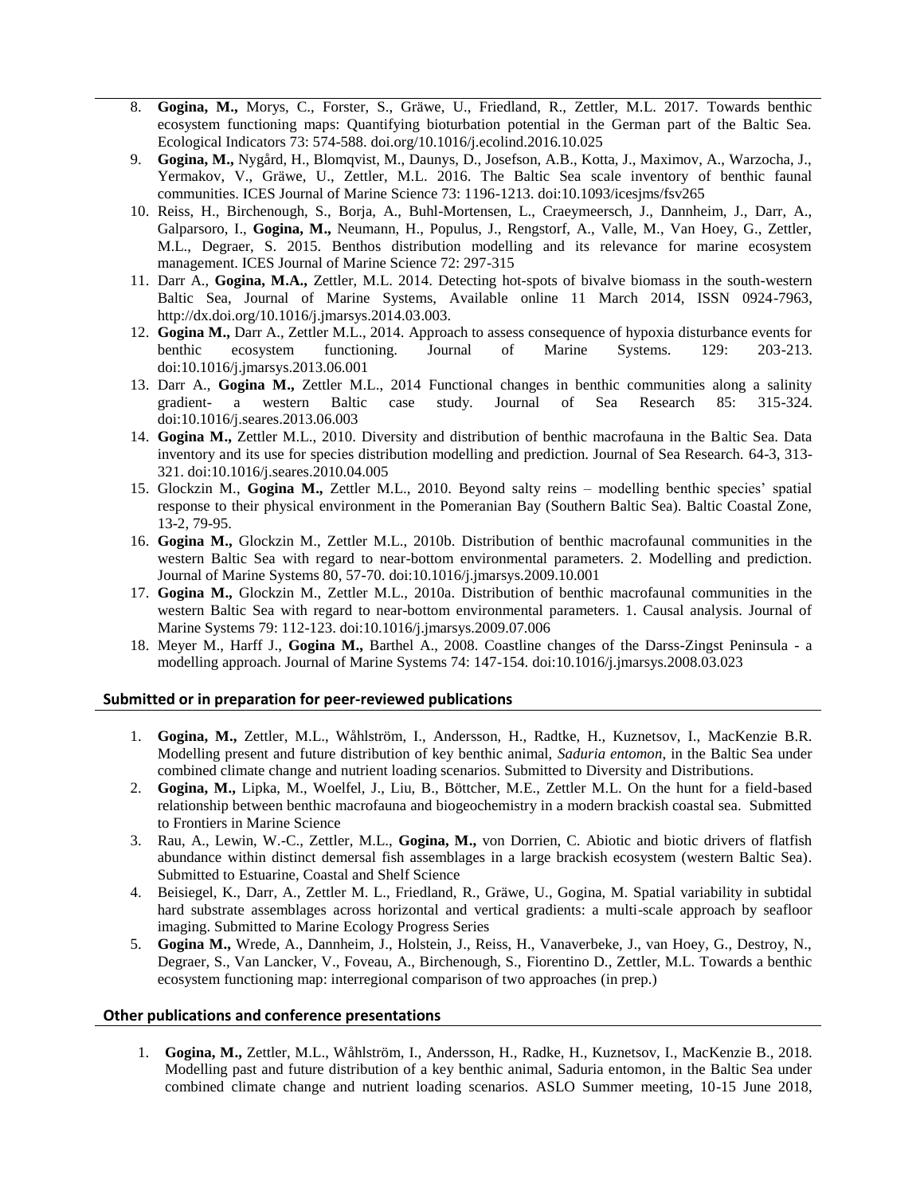8. **Gogina, M.,** Morys, C., Forster, S., Gräwe, U., Friedland, R., Zettler, M.L. 2017. Towards benthic ecosystem functioning maps: Quantifying bioturbation potential in the German part of the Baltic Sea. Ecological Indicators 73: 574-588. doi.org/10.1016/j.ecolind.2016.10.025
9. **Gogina, M.,** Nygård, H., Blomqvist, M., Daunys, D., Josefson, A.B., Kotta, J., Maximov, A., Warzocha, J., Yermakov, V., Gräwe, U., Zettler, M.L. 2016. The Baltic Sea scale inventory of benthic faunal communities. ICES Journal of Marine Science 73: 1196-1213. doi:10.1093/icesjms/fsv265
10. Reiss, H., Birchenough, S., Borja, A., Buhl-Mortensen, L., Craeymeersch, J., Dannheim, J., Darr, A., Galparsoro, I., **Gogina, M.,** Neumann, H., Populus, J., Rengstorf, A., Valle, M., Van Hoey, G., Zettler, M.L., Degraer, S. 2015. Benthos distribution modelling and its relevance for marine ecosystem management. ICES Journal of Marine Science 72: 297-315
11. Darr A., **Gogina, M.A.,** Zettler, M.L. 2014. Detecting hot-spots of bivalve biomass in the south-western Baltic Sea, Journal of Marine Systems, Available online 11 March 2014, ISSN 0924-7963, http://dx.doi.org/10.1016/j.jmarsys.2014.03.003.
12. **Gogina M.,** Darr A., Zettler M.L., 2014. Approach to assess consequence of hypoxia disturbance events for benthic ecosystem functioning. Journal of Marine Systems. 129: 203-213. doi:10.1016/j.jmarsys.2013.06.001
13. Darr A., **Gogina M.,** Zettler M.L., 2014 Functional changes in benthic communities along a salinity gradient- a western Baltic case study. Journal of Sea Research 85: 315-324. doi:10.1016/j.seares.2013.06.003
14. **Gogina M.,** Zettler M.L., 2010. Diversity and distribution of benthic macrofauna in the Baltic Sea. Data inventory and its use for species distribution modelling and prediction. Journal of Sea Research. 64-3, 313-321. doi:10.1016/j.seares.2010.04.005
15. Glockzin M., **Gogina M.,** Zettler M.L., 2010. Beyond salty reins – modelling benthic species' spatial response to their physical environment in the Pomeranian Bay (Southern Baltic Sea). Baltic Coastal Zone, 13-2, 79-95.
16. **Gogina M.,** Glockzin M., Zettler M.L., 2010b. Distribution of benthic macrofaunal communities in the western Baltic Sea with regard to near-bottom environmental parameters. 2. Modelling and prediction. Journal of Marine Systems 80, 57-70. doi:10.1016/j.jmarsys.2009.10.001
17. **Gogina M.,** Glockzin M., Zettler M.L., 2010a. Distribution of benthic macrofaunal communities in the western Baltic Sea with regard to near-bottom environmental parameters. 1. Causal analysis. Journal of Marine Systems 79: 112-123. doi:10.1016/j.jmarsys.2009.07.006
18. Meyer M., Harff J., **Gogina M.,** Barthel A., 2008. Coastline changes of the Darss-Zingst Peninsula - a modelling approach. Journal of Marine Systems 74: 147-154. doi:10.1016/j.jmarsys.2008.03.023

## Submitted or in preparation for peer-reviewed publications

1. **Gogina, M.,** Zettler, M.L., Wåhlström, I., Andersson, H., Radtke, H., Kuznetsov, I., MacKenzie B.R. Modelling present and future distribution of key benthic animal, *Saduria entomon,* in the Baltic Sea under combined climate change and nutrient loading scenarios. Submitted to Diversity and Distributions.
2. **Gogina, M.,** Lipka, M., Woelfel, J., Liu, B., Böttcher, M.E., Zettler M.L. On the hunt for a field-based relationship between benthic macrofauna and biogeochemistry in a modern brackish coastal sea. Submitted to Frontiers in Marine Science
3. Rau, A., Lewin, W.-C., Zettler, M.L., **Gogina, M.,** von Dorrien, C. Abiotic and biotic drivers of flatfish abundance within distinct demersal fish assemblages in a large brackish ecosystem (western Baltic Sea). Submitted to Estuarine, Coastal and Shelf Science
4. Beisiegel, K., Darr, A., Zettler M. L., Friedland, R., Gräwe, U., Gogina, M. Spatial variability in subtidal hard substrate assemblages across horizontal and vertical gradients: a multi-scale approach by seafloor imaging. Submitted to Marine Ecology Progress Series
5. **Gogina M.,** Wrede, A., Dannheim, J., Holstein, J., Reiss, H., Vanaverbeke, J., van Hoey, G., Destroy, N., Degraer, S., Van Lancker, V., Foveau, A., Birchenough, S., Fiorentino D., Zettler, M.L. Towards a benthic ecosystem functioning map: interregional comparison of two approaches (in prep.)

## Other publications and conference presentations

1. **Gogina, M.,** Zettler, M.L., Wåhlström, I., Andersson, H., Radke, H., Kuznetsov, I., MacKenzie B., 2018. Modelling past and future distribution of a key benthic animal, Saduria entomon, in the Baltic Sea under combined climate change and nutrient loading scenarios. ASLO Summer meeting, 10-15 June 2018,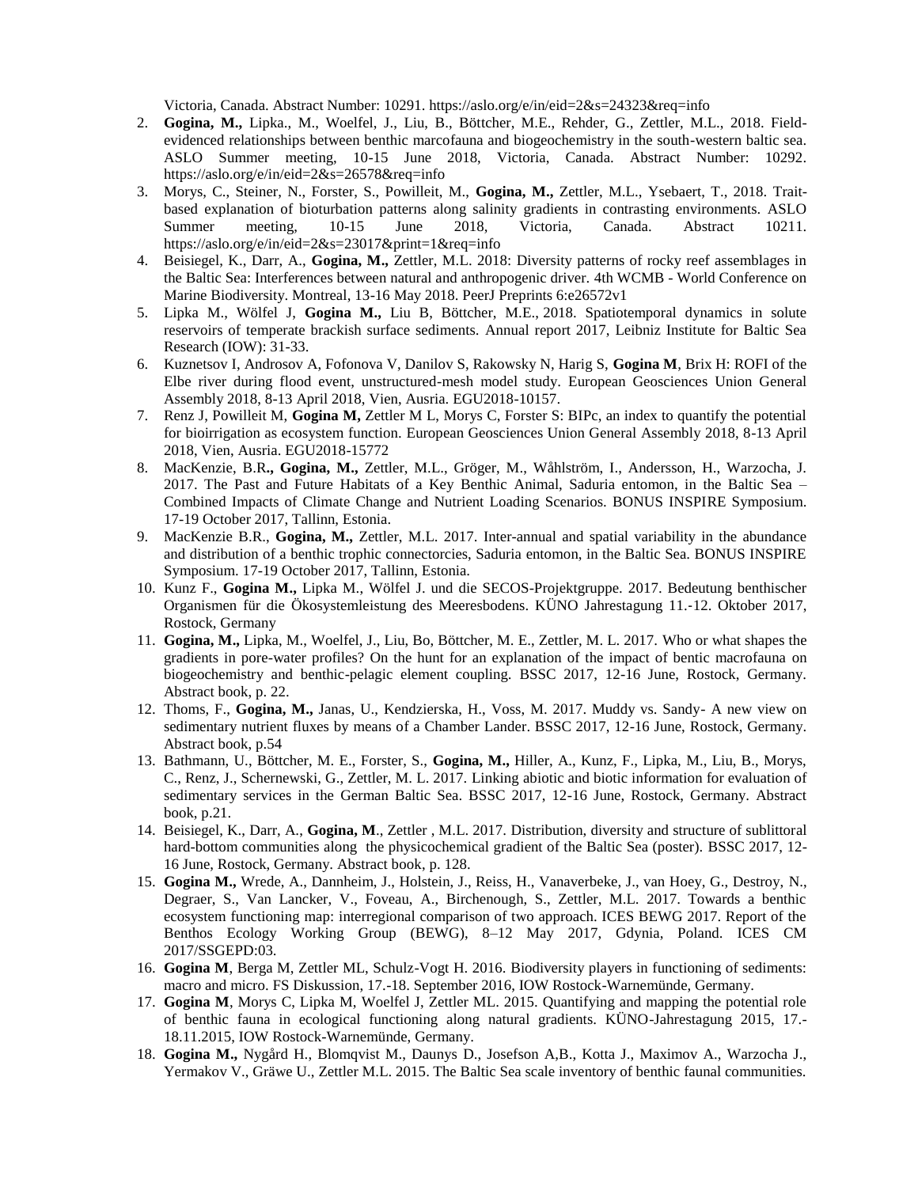Victoria, Canada. Abstract Number: 10291. https://aslo.org/e/in/eid=2&s=24323&req=info

2. **Gogina, M.,** Lipka., M., Woelfel, J., Liu, B., Böttcher, M.E., Rehder, G., Zettler, M.L., 2018. Field-evidenced relationships between benthic marcofauna and biogeochemistry in the south-western baltic sea. ASLO Summer meeting, 10-15 June 2018, Victoria, Canada. Abstract Number: 10292. https://aslo.org/e/in/eid=2&s=26578&req=info
3. Morys, C., Steiner, N., Forster, S., Powilleit, M., **Gogina, M.,** Zettler, M.L., Ysebaert, T., 2018. Trait-based explanation of bioturbation patterns along salinity gradients in contrasting environments. ASLO Summer meeting, 10-15 June 2018, Victoria, Canada. Abstract 10211. https://aslo.org/e/in/eid=2&s=23017&print=1&req=info
4. Beisiegel, K., Darr, A., **Gogina, M.,** Zettler, M.L. 2018: Diversity patterns of rocky reef assemblages in the Baltic Sea: Interferences between natural and anthropogenic driver. 4th WCMB - World Conference on Marine Biodiversity. Montreal, 13-16 May 2018. PeerJ Preprints 6:e26572v1
5. Lipka M., Wölfel J, **Gogina M.,** Liu B, Böttcher, M.E., 2018. Spatiotemporal dynamics in solute reservoirs of temperate brackish surface sediments. Annual report 2017, Leibniz Institute for Baltic Sea Research (IOW): 31-33.
6. Kuznetsov I, Androsov A, Fofonova V, Danilov S, Rakowsky N, Harig S, **Gogina M**, Brix H: ROFI of the Elbe river during flood event, unstructured-mesh model study. European Geosciences Union General Assembly 2018, 8-13 April 2018, Vien, Ausria. EGU2018-10157.
7. Renz J, Powilleit M, **Gogina M,** Zettler M L, Morys C, Forster S: BIPc, an index to quantify the potential for bioirrigation as ecosystem function. European Geosciences Union General Assembly 2018, 8-13 April 2018, Vien, Ausria. EGU2018-15772
8. MacKenzie, B.R**., Gogina, M.,** Zettler, M.L., Gröger, M., Wåhlström, I., Andersson, H., Warzocha, J. 2017. The Past and Future Habitats of a Key Benthic Animal, Saduria entomon, in the Baltic Sea – Combined Impacts of Climate Change and Nutrient Loading Scenarios. BONUS INSPIRE Symposium. 17-19 October 2017, Tallinn, Estonia.
9. MacKenzie B.R., **Gogina, M.,** Zettler, M.L. 2017. Inter-annual and spatial variability in the abundance and distribution of a benthic trophic connectorcies, Saduria entomon, in the Baltic Sea. BONUS INSPIRE Symposium. 17-19 October 2017, Tallinn, Estonia.
10. Kunz F., **Gogina M.,** Lipka M., Wölfel J. und die SECOS-Projektgruppe. 2017. Bedeutung benthischer Organismen für die Ökosystemleistung des Meeresbodens. KÜNO Jahrestagung 11.-12. Oktober 2017, Rostock, Germany
11. **Gogina, M.,** Lipka, M., Woelfel, J., Liu, Bo, Böttcher, M. E., Zettler, M. L. 2017. Who or what shapes the gradients in pore-water profiles? On the hunt for an explanation of the impact of bentic macrofauna on biogeochemistry and benthic-pelagic element coupling. BSSC 2017, 12-16 June, Rostock, Germany. Abstract book, p. 22.
12. Thoms, F., **Gogina, M.,** Janas, U., Kendzierska, H., Voss, M. 2017. Muddy vs. Sandy- A new view on sedimentary nutrient fluxes by means of a Chamber Lander. BSSC 2017, 12-16 June, Rostock, Germany. Abstract book, p.54
13. Bathmann, U., Böttcher, M. E., Forster, S., **Gogina, M.,** Hiller, A., Kunz, F., Lipka, M., Liu, B., Morys, C., Renz, J., Schernewski, G., Zettler, M. L. 2017. Linking abiotic and biotic information for evaluation of sedimentary services in the German Baltic Sea. BSSC 2017, 12-16 June, Rostock, Germany. Abstract book, p.21.
14. Beisiegel, K., Darr, A., **Gogina, M**., Zettler , M.L. 2017. Distribution, diversity and structure of sublittoral hard-bottom communities along the physicochemical gradient of the Baltic Sea (poster). BSSC 2017, 12-16 June, Rostock, Germany. Abstract book, p. 128.
15. **Gogina M.,** Wrede, A., Dannheim, J., Holstein, J., Reiss, H., Vanaverbeke, J., van Hoey, G., Destroy, N., Degraer, S., Van Lancker, V., Foveau, A., Birchenough, S., Zettler, M.L. 2017. Towards a benthic ecosystem functioning map: interregional comparison of two approach. ICES BEWG 2017. Report of the Benthos Ecology Working Group (BEWG), 8–12 May 2017, Gdynia, Poland. ICES CM 2017/SSGEPD:03.
16. **Gogina M**, Berga M, Zettler ML, Schulz-Vogt H. 2016. Biodiversity players in functioning of sediments: macro and micro. FS Diskussion, 17.-18. September 2016, IOW Rostock-Warnemünde, Germany.
17. **Gogina M**, Morys C, Lipka M, Woelfel J, Zettler ML. 2015. Quantifying and mapping the potential role of benthic fauna in ecological functioning along natural gradients. KÜNO-Jahrestagung 2015, 17.-18.11.2015, IOW Rostock-Warnemünde, Germany.
18. **Gogina M.,** Nygård H., Blomqvist M., Daunys D., Josefson A,B., Kotta J., Maximov A., Warzocha J., Yermakov V., Gräwe U., Zettler M.L. 2015. The Baltic Sea scale inventory of benthic faunal communities.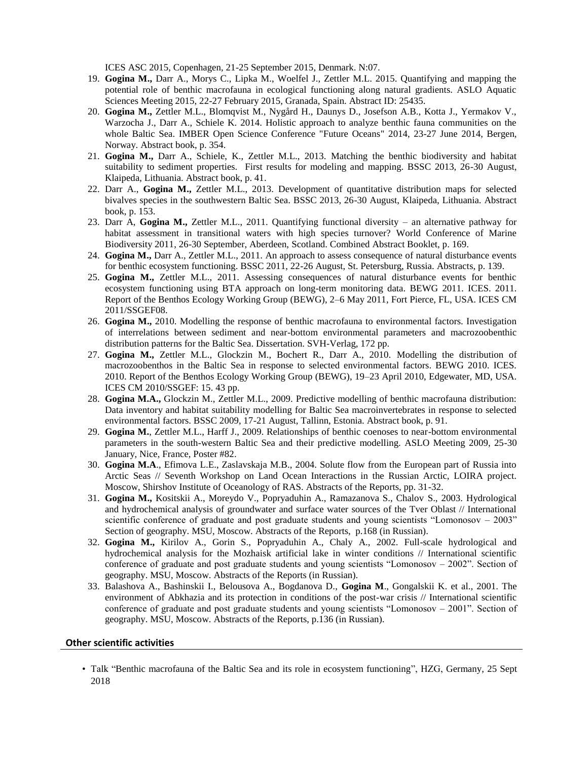ICES ASC 2015, Copenhagen, 21-25 September 2015, Denmark. N:07.

19. **Gogina M.,** Darr A., Morys C., Lipka M., Woelfel J., Zettler M.L. 2015. Quantifying and mapping the potential role of benthic macrofauna in ecological functioning along natural gradients. ASLO Aquatic Sciences Meeting 2015, 22-27 February 2015, Granada, Spain. Abstract ID: 25435.
20. **Gogina M.,** Zettler M.L., Blomqvist M., Nygård H., Daunys D., Josefson A.B., Kotta J., Yermakov V., Warzocha J., Darr A., Schiele K. 2014. Holistic approach to analyze benthic fauna communities on the whole Baltic Sea. IMBER Open Science Conference "Future Oceans" 2014, 23-27 June 2014, Bergen, Norway. Abstract book, p. 354.
21. **Gogina M.,** Darr A., Schiele, K., Zettler M.L., 2013. Matching the benthic biodiversity and habitat suitability to sediment properties. First results for modeling and mapping. BSSC 2013, 26-30 August, Klaipeda, Lithuania. Abstract book, p. 41.
22. Darr A., **Gogina M.,** Zettler M.L., 2013. Development of quantitative distribution maps for selected bivalves species in the southwestern Baltic Sea. BSSC 2013, 26-30 August, Klaipeda, Lithuania. Abstract book, p. 153.
23. Darr A, **Gogina M.,** Zettler M.L., 2011. Quantifying functional diversity – an alternative pathway for habitat assessment in transitional waters with high species turnover? World Conference of Marine Biodiversity 2011, 26-30 September, Aberdeen, Scotland. Combined Abstract Booklet, p. 169.
24. **Gogina M.,** Darr A., Zettler M.L., 2011. An approach to assess consequence of natural disturbance events for benthic ecosystem functioning. BSSC 2011, 22-26 August, St. Petersburg, Russia. Abstracts, p. 139.
25. **Gogina M.,** Zettler M.L., 2011. Assessing consequences of natural disturbance events for benthic ecosystem functioning using BTA approach on long-term monitoring data. BEWG 2011. ICES. 2011. Report of the Benthos Ecology Working Group (BEWG), 2–6 May 2011, Fort Pierce, FL, USA. ICES CM 2011/SSGEF08.
26. **Gogina M.,** 2010. Modelling the response of benthic macrofauna to environmental factors. Investigation of interrelations between sediment and near-bottom environmental parameters and macrozoobenthic distribution patterns for the Baltic Sea. Dissertation. SVH-Verlag, 172 pp.
27. **Gogina M.,** Zettler M.L., Glockzin M., Bochert R., Darr A., 2010. Modelling the distribution of macrozoobenthos in the Baltic Sea in response to selected environmental factors. BEWG 2010. ICES. 2010. Report of the Benthos Ecology Working Group (BEWG), 19–23 April 2010, Edgewater, MD, USA. ICES CM 2010/SSGEF: 15. 43 pp.
28. **Gogina M.A.,** Glockzin M., Zettler M.L., 2009. Predictive modelling of benthic macrofauna distribution: Data inventory and habitat suitability modelling for Baltic Sea macroinvertebrates in response to selected environmental factors. BSSC 2009, 17-21 August, Tallinn, Estonia. Abstract book, p. 91.
29. **Gogina M.**, Zettler M.L., Harff J., 2009. Relationships of benthic coenoses to near-bottom environmental parameters in the south-western Baltic Sea and their predictive modelling. ASLO Meeting 2009, 25-30 January, Nice, France, Poster #82.
30. **Gogina M.A**., Efimova L.E., Zaslavskaja M.B., 2004. Solute flow from the European part of Russia into Arctic Seas // Seventh Workshop on Land Ocean Interactions in the Russian Arctic, LOIRA project. Moscow, Shirshov Institute of Oceanology of RAS. Abstracts of the Reports, pp. 31-32.
31. **Gogina M.,** Kositskii A., Moreydo V., Popryaduhin A., Ramazanova S., Chalov S., 2003. Hydrological and hydrochemical analysis of groundwater and surface water sources of the Tver Oblast // International scientific conference of graduate and post graduate students and young scientists "Lomonosov – 2003" Section of geography. MSU, Moscow. Abstracts of the Reports, p.168 (in Russian).
32. **Gogina M.,** Kirilov A., Gorin S., Popryaduhin A., Chaly A., 2002. Full-scale hydrological and hydrochemical analysis for the Mozhaisk artificial lake in winter conditions // International scientific conference of graduate and post graduate students and young scientists "Lomonosov – 2002". Section of geography. MSU, Moscow. Abstracts of the Reports (in Russian).
33. Balashova A., Bashinskii I., Belousova A., Bogdanova D., **Gogina M**., Gongalskii K. et al., 2001. The environment of Abkhazia and its protection in conditions of the post-war crisis // International scientific conference of graduate and post graduate students and young scientists "Lomonosov – 2001". Section of geography. MSU, Moscow. Abstracts of the Reports, p.136 (in Russian).

## Other scientific activities

- Talk "Benthic macrofauna of the Baltic Sea and its role in ecosystem functioning", HZG, Germany, 25 Sept 2018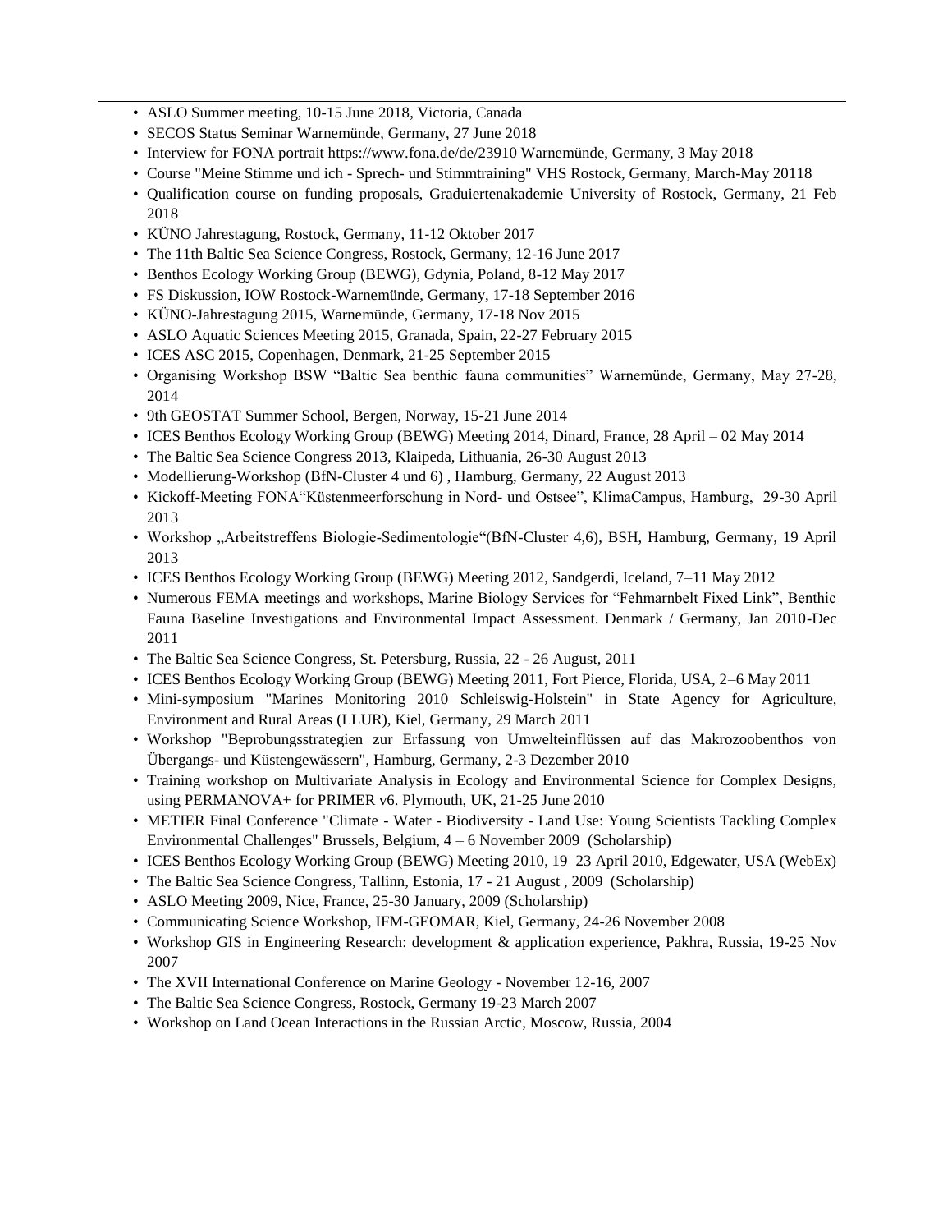- ASLO Summer meeting, 10-15 June 2018, Victoria, Canada
- SECOS Status Seminar Warnemünde, Germany, 27 June 2018
- Interview for FONA portrait https://www.fona.de/de/23910 Warnemünde, Germany, 3 May 2018
- Course "Meine Stimme und ich - Sprech- und Stimmtraining" VHS Rostock, Germany, March-May 20118
- Qualification course on funding proposals, Graduiertenakademie University of Rostock, Germany, 21 Feb 2018
- KÜNO Jahrestagung, Rostock, Germany, 11-12 Oktober 2017
- The 11th Baltic Sea Science Congress, Rostock, Germany, 12-16 June 2017
- Benthos Ecology Working Group (BEWG), Gdynia, Poland, 8-12 May 2017
- FS Diskussion, IOW Rostock-Warnemünde, Germany, 17-18 September 2016
- KÜNO-Jahrestagung 2015, Warnemünde, Germany, 17-18 Nov 2015
- ASLO Aquatic Sciences Meeting 2015, Granada, Spain, 22-27 February 2015
- ICES ASC 2015, Copenhagen, Denmark, 21-25 September 2015
- Organising Workshop BSW "Baltic Sea benthic fauna communities" Warnemünde, Germany, May 27-28, 2014
- 9th GEOSTAT Summer School, Bergen, Norway, 15-21 June 2014
- ICES Benthos Ecology Working Group (BEWG) Meeting 2014, Dinard, France, 28 April – 02 May 2014
- The Baltic Sea Science Congress 2013, Klaipeda, Lithuania, 26-30 August 2013
- Modellierung-Workshop (BfN-Cluster 4 und 6) , Hamburg, Germany, 22 August 2013
- Kickoff-Meeting FONA"Küstenmeerforschung in Nord- und Ostsee", KlimaCampus, Hamburg, 29-30 April 2013
- Workshop „Arbeitstreffens Biologie-Sedimentologie"(BfN-Cluster 4,6), BSH, Hamburg, Germany, 19 April 2013
- ICES Benthos Ecology Working Group (BEWG) Meeting 2012, Sandgerdi, Iceland, 7–11 May 2012
- Numerous FEMA meetings and workshops, Marine Biology Services for "Fehmarnbelt Fixed Link", Benthic Fauna Baseline Investigations and Environmental Impact Assessment. Denmark / Germany, Jan 2010-Dec 2011
- The Baltic Sea Science Congress, St. Petersburg, Russia, 22 - 26 August, 2011
- ICES Benthos Ecology Working Group (BEWG) Meeting 2011, Fort Pierce, Florida, USA, 2–6 May 2011
- Mini-symposium "Marines Monitoring 2010 Schleiswig-Holstein" in State Agency for Agriculture, Environment and Rural Areas (LLUR), Kiel, Germany, 29 March 2011
- Workshop "Beprobungsstrategien zur Erfassung von Umwelteinflüssen auf das Makrozoobenthos von Übergangs- und Küstengewässern", Hamburg, Germany, 2-3 Dezember 2010
- Training workshop on Multivariate Analysis in Ecology and Environmental Science for Complex Designs, using PERMANOVA+ for PRIMER v6. Plymouth, UK, 21-25 June 2010
- METIER Final Conference "Climate - Water - Biodiversity - Land Use: Young Scientists Tackling Complex Environmental Challenges" Brussels, Belgium, 4 – 6 November 2009 (Scholarship)
- ICES Benthos Ecology Working Group (BEWG) Meeting 2010, 19–23 April 2010, Edgewater, USA (WebEx)
- The Baltic Sea Science Congress, Tallinn, Estonia, 17 - 21 August , 2009 (Scholarship)
- ASLO Meeting 2009, Nice, France, 25-30 January, 2009 (Scholarship)
- Communicating Science Workshop, IFM-GEOMAR, Kiel, Germany, 24-26 November 2008
- Workshop GIS in Engineering Research: development & application experience, Pakhra, Russia, 19-25 Nov 2007
- The XVII International Conference on Marine Geology - November 12-16, 2007
- The Baltic Sea Science Congress, Rostock, Germany 19-23 March 2007
- Workshop on Land Ocean Interactions in the Russian Arctic, Moscow, Russia, 2004